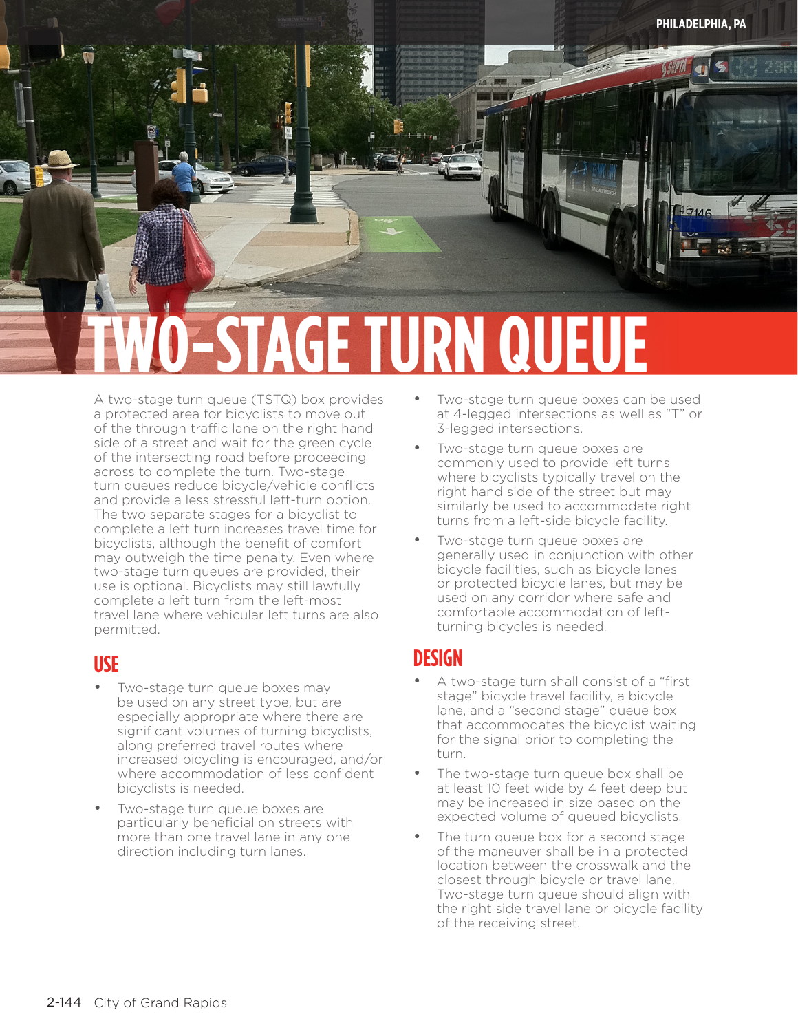# TWO-STAGE TURN QUEUE

A two-stage turn queue (TSTQ) box provides a protected area for bicyclists to move out of the through traffic lane on the right hand side of a street and wait for the green cycle of the intersecting road before proceeding across to complete the turn. Two-stage turn queues reduce bicycle/vehicle conflicts and provide a less stressful left-turn option. The two separate stages for a bicyclist to complete a left turn increases travel time for bicyclists, although the benefit of comfort may outweigh the time penalty. Even where two-stage turn queues are provided, their use is optional. Bicyclists may still lawfully complete a left turn from the left-most travel lane where vehicular left turns are also permitted.

## USE

- Two-stage turn queue boxes may be used on any street type, but are especially appropriate where there are significant volumes of turning bicyclists, along preferred travel routes where increased bicycling is encouraged, and/or where accommodation of less confident bicyclists is needed.
- Two-stage turn queue boxes are particularly beneficial on streets with more than one travel lane in any one direction including turn lanes.
- Two-stage turn queue boxes can be used at 4-legged intersections as well as "T" or 3-legged intersections.
- Two-stage turn queue boxes are commonly used to provide left turns where bicyclists typically travel on the right hand side of the street but may similarly be used to accommodate right turns from a left-side bicycle facility.
- Two-stage turn queue boxes are generally used in conjunction with other bicycle facilities, such as bicycle lanes or protected bicycle lanes, but may be used on any corridor where safe and comfortable accommodation of left-turning bicycles is needed.

## DESIGN

- A two-stage turn shall consist of a "first stage" bicycle travel facility, a bicycle lane, and a "second stage" queue box that accommodates the bicyclist waiting for the signal prior to completing the turn.
- The two-stage turn queue box shall be at least 10 feet wide by 4 feet deep but may be increased in size based on the expected volume of queued bicyclists.
- The turn queue box for a second stage of the maneuver shall be in a protected location between the crosswalk and the closest through bicycle or travel lane. Two-stage turn queue should align with the right side travel lane or bicycle facility of the receiving street.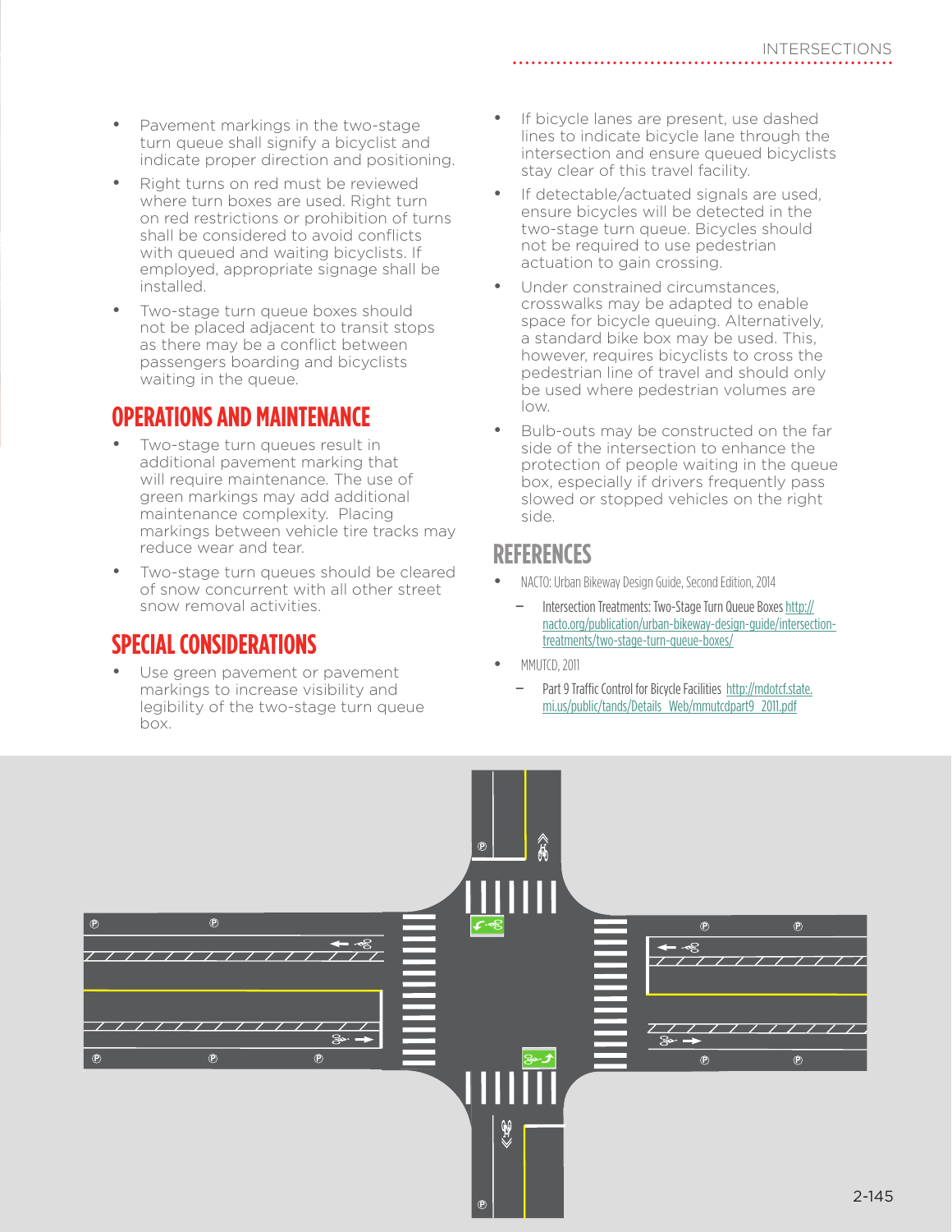- Pavement markings in the two-stage turn queue shall signify a bicyclist and indicate proper direction and positioning.
- Right turns on red must be reviewed where turn boxes are used. Right turn on red restrictions or prohibition of turns shall be considered to avoid conflicts with queued and waiting bicyclists. If employed, appropriate signage shall be installed.
- Two-stage turn queue boxes should not be placed adjacent to transit stops as there may be a conflict between passengers boarding and bicyclists waiting in the queue.

## OPERATIONS AND MAINTENANCE

- Two-stage turn queues result in additional pavement marking that will require maintenance. The use of green markings may add additional maintenance complexity. Placing markings between vehicle tire tracks may reduce wear and tear.
- Two-stage turn queues should be cleared of snow concurrent with all other street snow removal activities.

## SPECIAL CONSIDERATIONS

- Use green pavement or pavement markings to increase visibility and legibility of the two-stage turn queue box.
- If bicycle lanes are present, use dashed lines to indicate bicycle lane through the intersection and ensure queued bicyclists stay clear of this travel facility.
- If detectable/actuated signals are used, ensure bicycles will be detected in the two-stage turn queue. Bicycles should not be required to use pedestrian actuation to gain crossing.
- Under constrained circumstances, crosswalks may be adapted to enable space for bicycle queuing. Alternatively, a standard bike box may be used. This, however, requires bicyclists to cross the pedestrian line of travel and should only be used where pedestrian volumes are low.
- Bulb-outs may be constructed on the far side of the intersection to enhance the protection of people waiting in the queue box, especially if drivers frequently pass slowed or stopped vehicles on the right side.

## REFERENCES

- NACTO: Urban Bikeway Design Guide, Second Edition, 2014
  - Intersection Treatments: Two-Stage Turn Queue Boxes http://nacto.org/publication/urban-bikeway-design-guide/intersection-treatments/two-stage-turn-queue-boxes/
- MMUTCD, 2011
  - Part 9 Traffic Control for Bicycle Facilities http://mdotcf.state.mi.us/public/tands/Details_Web/mmutcdpart9_2011.pdf